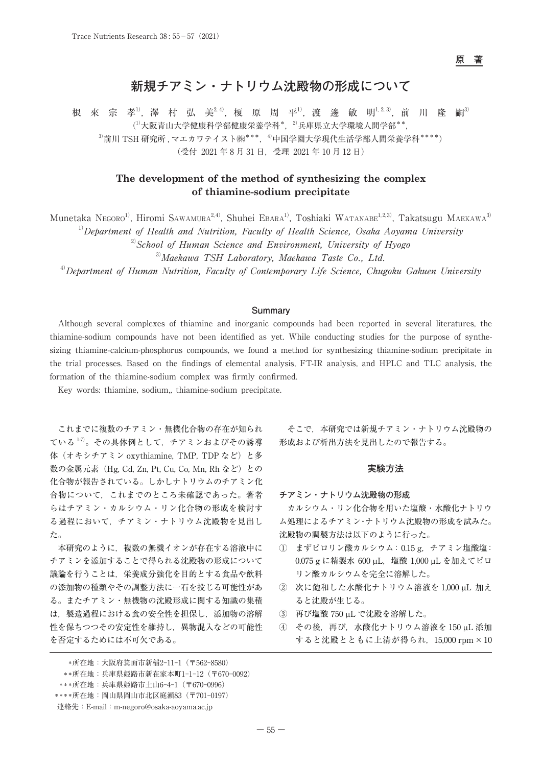原　著

# 新規チアミン・ナトリウム沈殿物の形成について

根 來 宗 孝[1]，澤 村 弘 美[2,4]，榎 原 周 平[1]，渡 邊 敏 明[1,2,3]，前 川 隆 嗣[3]

([1]大阪青山大学健康科学部健康栄養学科*，[2]兵庫県立大学環境人間学部**，
[3]前川 TSH 研究所，マエカワテイスト㈱***，[4]中国学園大学現代生活学部人間栄養学科****)

（受付 2021 年 8 月 31 日，受理 2021 年 10 月 12 日）

## The development of the method of synthesizing the complex of thiamine-sodium precipitate

Munetaka Negoro[1], Hiromi Sawamura[2,4], Shuhei Ebara[1], Toshiaki Watanabe[1,2,3], Takatsugu Maekawa[3]

[1]*Department of Health and Nutrition, Faculty of Health Science, Osaka Aoyama University*
[2]*School of Human Science and Environment, University of Hyogo*
[3]*Maekawa TSH Laboratory, Maekawa Taste Co., Ltd.*
[4]*Department of Human Nutrition, Faculty of Contemporary Life Science, Chugoku Gakuen University*

### Summary

Although several complexes of thiamine and inorganic compounds had been reported in several literatures, the thiamine-sodium compounds have not been identified as yet. While conducting studies for the purpose of synthesizing thiamine-calcium-phosphorus compounds, we found a method for synthesizing thiamine-sodium precipitate in the trial processes. Based on the findings of elemental analysis, FT-IR analysis, and HPLC and TLC analysis, the formation of the thiamine-sodium complex was firmly confirmed.

Key words: thiamine, sodium,, thiamine-sodium precipitate.

これまでに複数のチアミン・無機化合物の存在が知られている[1-7]。その具体例として，チアミンおよびその誘導体（オキシチアミン oxythiamine, TMP, TDP など）と多数の金属元素（Hg, Cd, Zn, Pt, Cu, Co, Mn, Rh など）との化合物が報告されている。しかしナトリウムのチアミン化合物について，これまでのところ未確認であった。著者らはチアミン・カルシウム・リン化合物の形成を検討する過程において，チアミン・ナトリウム沈殿物を見出した。

本研究のように，複数の無機イオンが存在する溶液中にチアミンを添加することで得られる沈殿物の形成について議論を行うことは，栄養成分強化を目的とする食品や飲料の添加物の種類やその調整方法に一石を投じる可能性がある。またチアミン・無機物の沈殿形成に関する知識の集積は，製造過程における食の安全性を担保し，添加物の溶解性を保ちつつその安定性を維持し，異物混入などの可能性を否定するためには不可欠である。

そこで，本研究では新規チアミン・ナトリウム沈殿物の形成および析出方法を見出したので報告する。

## 実験方法

### チアミン・ナトリウム沈殿物の形成

カルシウム・リン化合物を用いた塩酸・水酸化ナトリウム処理によるチアミン・ナトリウム沈殿物の形成を試みた。沈殿物の調製方法は以下のように行った。

① まずピロリン酸カルシウム：0.15 g，チアミン塩酸塩：0.075 g に精製水 600 μL，塩酸 1,000 μL を加えてピロリン酸カルシウムを完全に溶解した。
② 次に飽和した水酸化ナトリウム溶液を 1,000 μL 加えると沈殿が生じる。
③ 再び塩酸 750 μL で沈殿を溶解した。
④ その後，再び，水酸化ナトリウム溶液を 150 μL 添加すると沈殿とともに上清が得られ，15,000 rpm × 10

*所在地：大阪府箕面市新稲2-11-1（〒562-8580）
**所在地：兵庫県姫路市新在家本町1-1-12（〒670-0092）
***所在地：兵庫県姫路市土山6-4-1（〒670-0996）
****所在地：岡山県岡山市北区庭瀬83（〒701-0197）
連絡先：E-mail：m-negoro@osaka-aoyama.ac.jp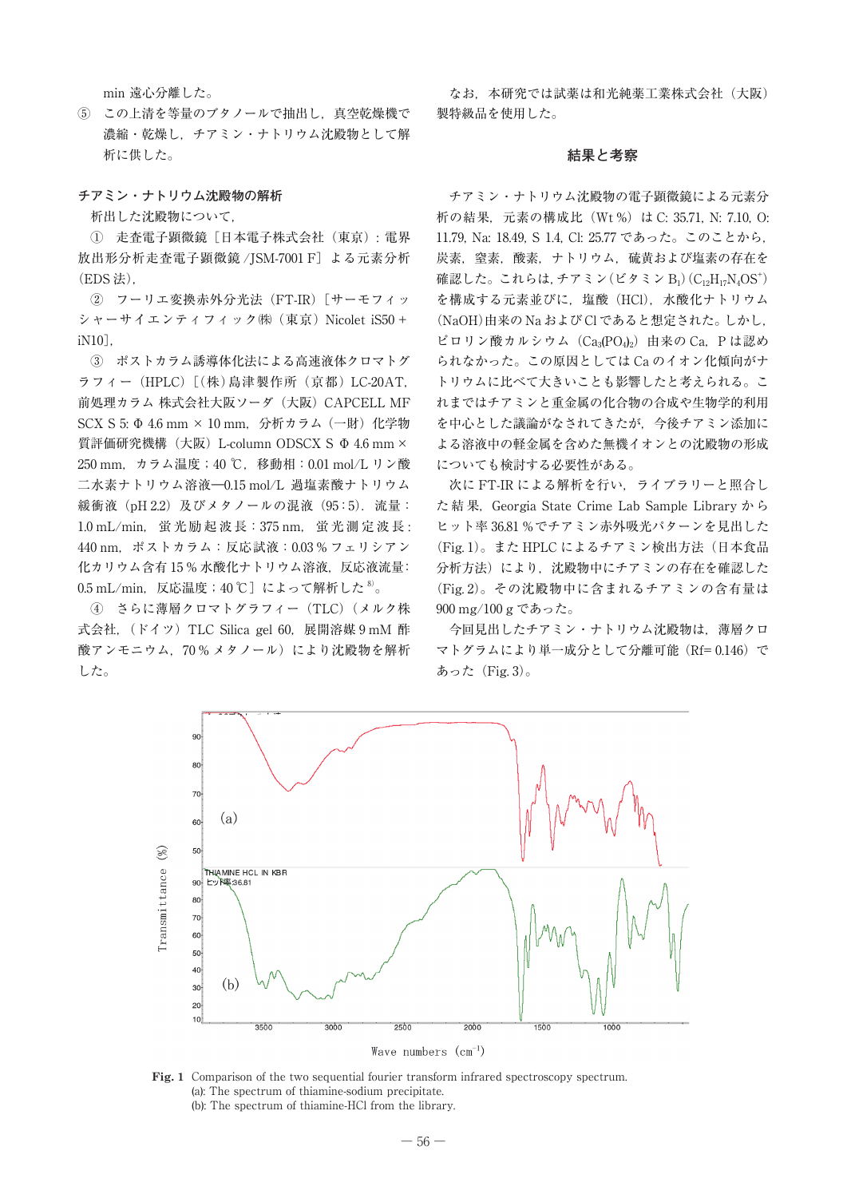min 遠心分離した。

⑤ この上清を等量のブタノールで抽出し，真空乾燥機で濃縮・乾燥し，チアミン・ナトリウム沈殿物として解析に供した。

### チアミン・ナトリウム沈殿物の解析

析出した沈殿物について，

① 走査電子顕微鏡［日本電子株式会社（東京）：電界放出形分析走査電子顕微鏡 /JSM-7001 F］による元素分析（EDS 法），

② フーリエ変換赤外分光法（FT-IR）［サーモフィッシャーサイエンティフィック㈱（東京）Nicolet iS50 + iN10］，

③ ポストカラム誘導体化法による高速液体クロマトグラフィー（HPLC）［(株) 島津製作所（京都）LC-20AT，前処理カラム 株式会社大阪ソーダ（大阪）CAPCELL MF SCX S 5: Φ 4.6 mm × 10 mm，分析カラム（一財）化学物質評価研究機構（大阪）L-column ODSCX S Φ 4.6 mm × 250 mm，カラム温度；40 ℃，移動相：0.01 mol/L リン酸二水素ナトリウム溶液—0.15 mol/L 過塩素酸ナトリウム緩衝液（pH 2.2）及びメタノールの混液（95 : 5），流量：1.0 mL/min，蛍光励起波長：375 nm，蛍光測定波長：440 nm，ポストカラム：反応試液：0.03 % フェリシアン化カリウム含有 15 % 水酸化ナトリウム溶液，反応液流量：0.5 mL/min，反応温度；40 ℃］によって解析した[8]。

④ さらに薄層クロマトグラフィー（TLC）（メルク株式会社，（ドイツ）TLC Silica gel 60，展開溶媒 9 mM 酢酸アンモニウム，70 % メタノール）により沈殿物を解析した。

なお，本研究では試薬は和光純薬工業株式会社（大阪）製特級品を使用した。

## 結果と考察

チアミン・ナトリウム沈殿物の電子顕微鏡による元素分析の結果，元素の構成比（Wt %）は C: 35.71, N: 7.10, O: 11.79, Na: 18.49, S 1.4, Cl: 25.77 であった。このことから，炭素，窒素，酸素，ナトリウム，硫黄および塩素の存在を確認した。これらは，チアミン（ビタミン $B_1$）($C_{12}H_{17}N_4OS^+$) を構成する元素並びに，塩酸（HCl），水酸化ナトリウム（NaOH）由来の Na および Cl であると想定された。しかし，ピロリン酸カルシウム（$Ca_3(PO_4)_2$）由来の Ca，P は認められなかった。この原因としては Ca のイオン化傾向がナトリウムに比べて大きいことも影響したと考えられる。これまではチアミンと重金属の化合物の合成や生物学的利用を中心とした議論がなされてきたが，今後チアミン添加による溶液中の軽金属を含めた無機イオンとの沈殿物の形成についても検討する必要性がある。

次に FT-IR による解析を行い，ライブラリーと照合した結果，Georgia State Crime Lab Sample Library からヒット率 36.81 % でチアミン赤外吸光パターンを見出した（Fig. 1）。また HPLC によるチアミン検出方法（日本食品分析方法）により，沈殿物中にチアミンの存在を確認した（Fig. 2）。その沈殿物中に含まれるチアミンの含有量は 900 mg/100 g であった。

今回見出したチアミン・ナトリウム沈殿物は，薄層クロマトグラムにより単一成分として分離可能（Rf= 0.146）であった（Fig. 3）。

**Fig. 1** Comparison of the two sequential fourier transform infrared spectroscopy spectrum.
(a): The spectrum of thiamine-sodium precipitate.
(b): The spectrum of thiamine-HCl from the library.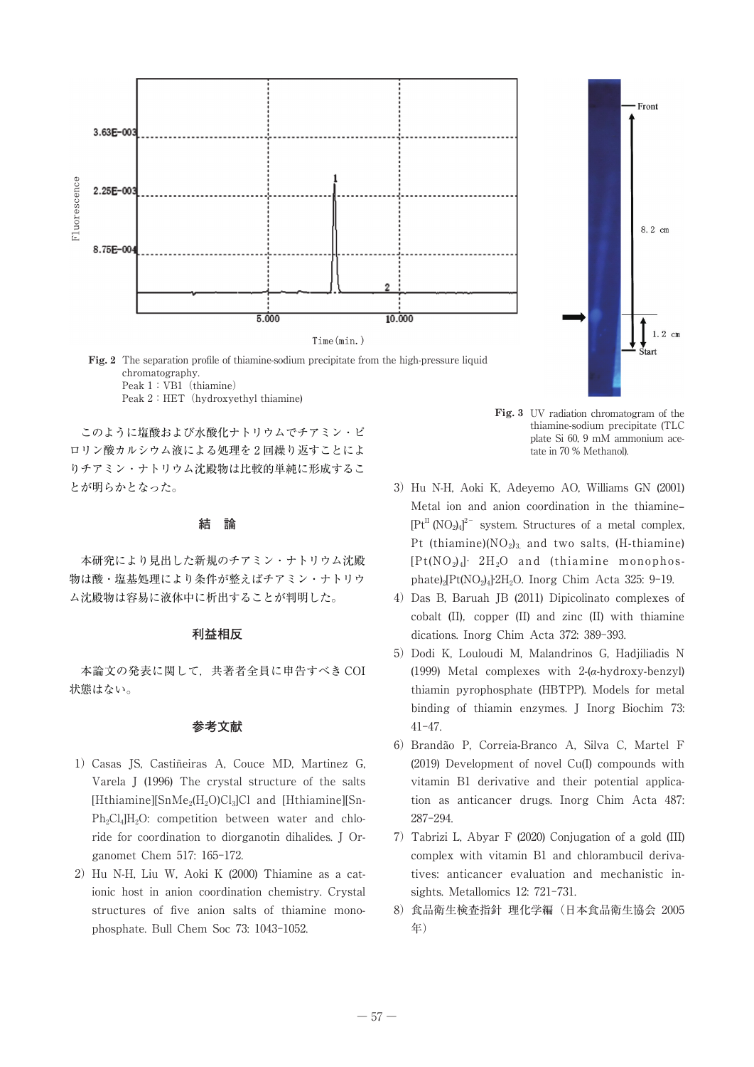3.63E-003
2.25E-003
8.75E-004
Fluorescence
1
2
5.000
10.000
Time (min.)

**Fig. 2** The separation profile of thiamine-sodium precipitate from the high-pressure liquid chromatography.
Peak 1 : VB1 (thiamine)
Peak 2 : HET (hydroxyethyl thiamine)

Front
8. 2 cm
1. 2 cm
Start

**Fig. 3** UV radiation chromatogram of the thiamine-sodium precipitate (TLC plate Si 60, 9 mM ammonium acetate in 70 % Methanol).

このように塩酸および水酸化ナトリウムでチアミン・ピロリン酸カルシウム液による処理を2回繰り返すことによりチアミン・ナトリウム沈殿物は比較的単純に形成することが明らかとなった。

## 結　論

本研究により見出した新規のチアミン・ナトリウム沈殿物は酸・塩基処理により条件が整えばチアミン・ナトリウム沈殿物は容易に液体中に析出することが判明した。

## 利益相反

本論文の発表に関して，共著者全員に申告すべき COI 状態はない。

## 参考文献

1) Casas JS, Castiñeiras A, Couce MD, Martinez G, Varela J (1996) The crystal structure of the salts [Hthiamine][$SnMe_2(H_2O)Cl_3$]Cl and [Hthiamine][$SnPh_2Cl_4$]$H_2O$: competition between water and chloride for coordination to diorganotin dihalides. J Organomet Chem 517: 165-172.
2) Hu N-H, Liu W, Aoki K (2000) Thiamine as a cationic host in anion coordination chemistry. Crystal structures of five anion salts of thiamine monophosphate. Bull Chem Soc 73: 1043-1052.
3) Hu N-H, Aoki K, Adeyemo AO, Williams GN (2001) Metal ion and anion coordination in the thiamine–$[Pt^{II}(NO_2)_4]^{2-}$ system. Structures of a metal complex, Pt (thiamine)$(NO_2)_3$, and two salts, (H-thiamine)$[Pt(NO_2)_4]\cdot 2H_2O$ and (thiamine monophosphate)$_2[Pt(NO_2)_4]\cdot 2H_2O$. Inorg Chim Acta 325: 9-19.
4) Das B, Baruah JB (2011) Dipicolinato complexes of cobalt (II), copper (II) and zinc (II) with thiamine dications. Inorg Chim Acta 372: 389-393.
5) Dodi K, Louloudi M, Malandrinos G, Hadjiliadis N (1999) Metal complexes with 2-($\alpha$-hydroxy-benzyl) thiamin pyrophosphate (HBTPP). Models for metal binding of thiamin enzymes. J Inorg Biochim 73: 41-47.
6) Brandão P, Correia-Branco A, Silva C, Martel F (2019) Development of novel Cu(I) compounds with vitamin B1 derivative and their potential application as anticancer drugs. Inorg Chim Acta 487: 287-294.
7) Tabrizi L, Abyar F (2020) Conjugation of a gold (III) complex with vitamin B1 and chlorambucil derivatives: anticancer evaluation and mechanistic insights. Metallomics 12: 721-731.
8) 食品衛生検査指針 理化学編（日本食品衛生協会 2005 年）